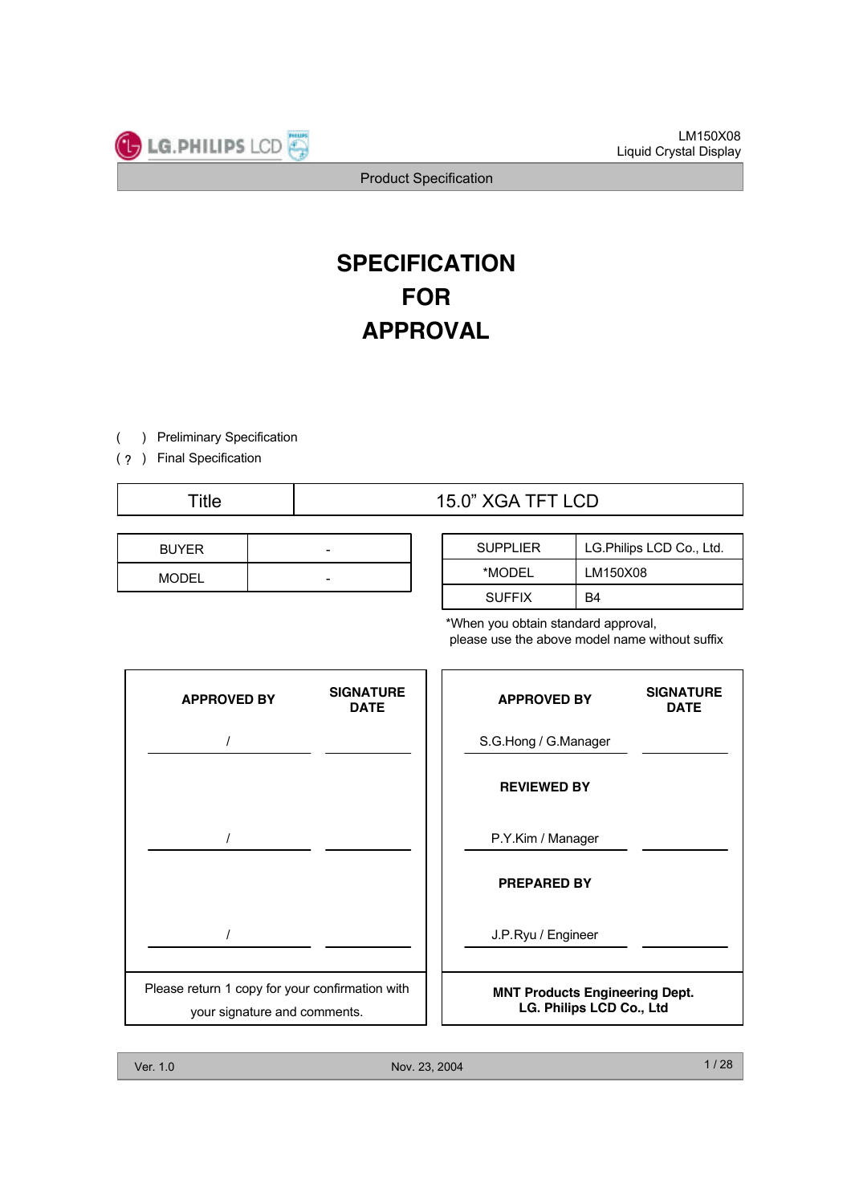# SPECIFICATION FOR APPROVAL

(   ) Preliminary Specification
( ? ) Final Specification

| Title | 15.0" XGA TFT LCD |
|---|---|

| BUYER | - |
|---|---|
| MODEL | - |

| SUPPLIER | LG.Philips LCD Co., Ltd. |
|---|---|
| *MODEL | LM150X08 |
| SUFFIX | B4 |

*When you obtain standard approval, please use the above model name without suffix

| APPROVED BY | SIGNATURE DATE |
|---|---|
| / | |
| / | |
| / | |

Please return 1 copy for your confirmation with your signature and comments.

| APPROVED BY | SIGNATURE DATE |
|---|---|
| S.G.Hong / G.Manager | |
| **REVIEWED BY** | |
| P.Y.Kim / Manager | |
| **PREPARED BY** | |
| J.P.Ryu / Engineer | |

**MNT Products Engineering Dept.**
**LG. Philips LCD Co., Ltd**

Ver. 1.0 Nov. 23, 2004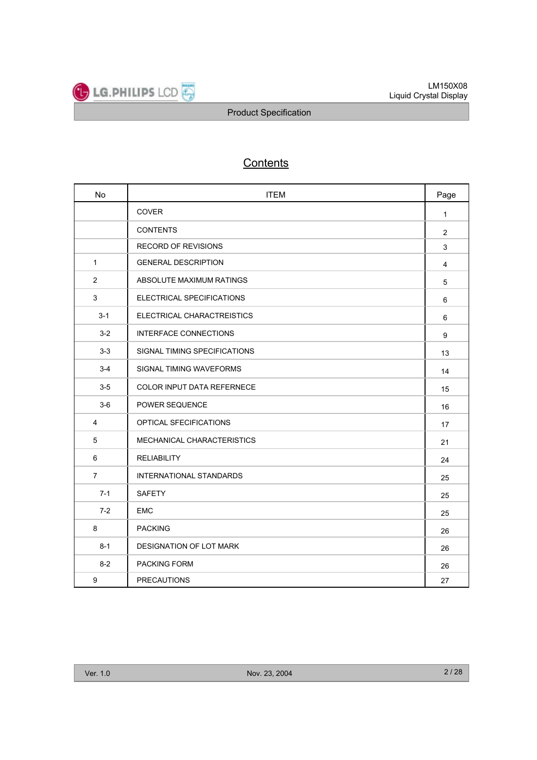# Contents

| No | ITEM | Page |
|---|---|---|
| | COVER | 1 |
| | CONTENTS | 2 |
| | RECORD OF REVISIONS | 3 |
| 1 | GENERAL DESCRIPTION | 4 |
| 2 | ABSOLUTE MAXIMUM RATINGS | 5 |
| 3 | ELECTRICAL SPECIFICATIONS | 6 |
| 3-1 | ELECTRICAL CHARACTREISTICS | 6 |
| 3-2 | INTERFACE CONNECTIONS | 9 |
| 3-3 | SIGNAL TIMING SPECIFICATIONS | 13 |
| 3-4 | SIGNAL TIMING WAVEFORMS | 14 |
| 3-5 | COLOR INPUT DATA REFERNECE | 15 |
| 3-6 | POWER SEQUENCE | 16 |
| 4 | OPTICAL SFECIFICATIONS | 17 |
| 5 | MECHANICAL CHARACTERISTICS | 21 |
| 6 | RELIABILITY | 24 |
| 7 | INTERNATIONAL STANDARDS | 25 |
| 7-1 | SAFETY | 25 |
| 7-2 | EMC | 25 |
| 8 | PACKING | 26 |
| 8-1 | DESIGNATION OF LOT MARK | 26 |
| 8-2 | PACKING FORM | 26 |
| 9 | PRECAUTIONS | 27 |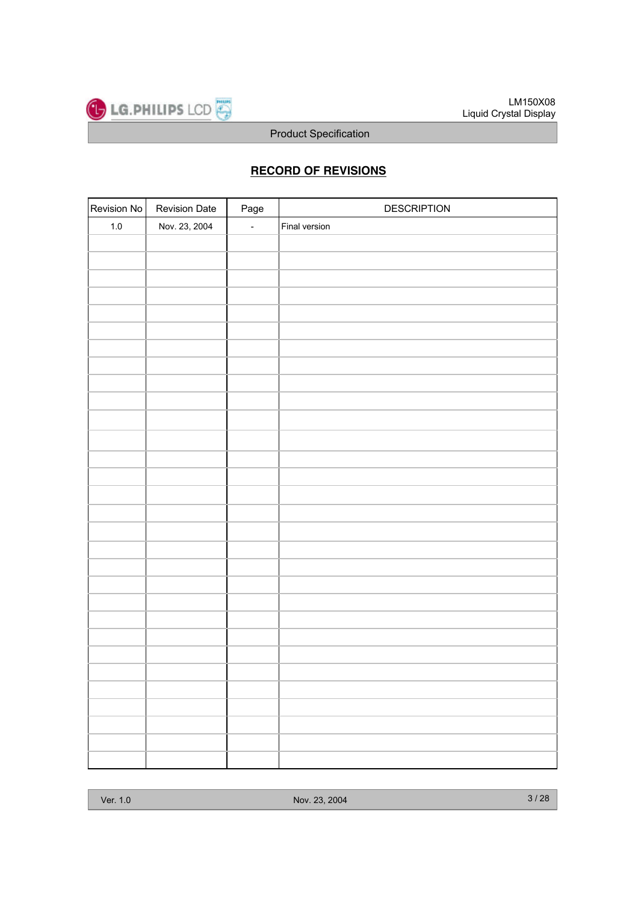## RECORD OF REVISIONS

| Revision No | Revision Date | Page | DESCRIPTION |
|---|---|---|---|
| 1.0 | Nov. 23, 2004 | - | Final version |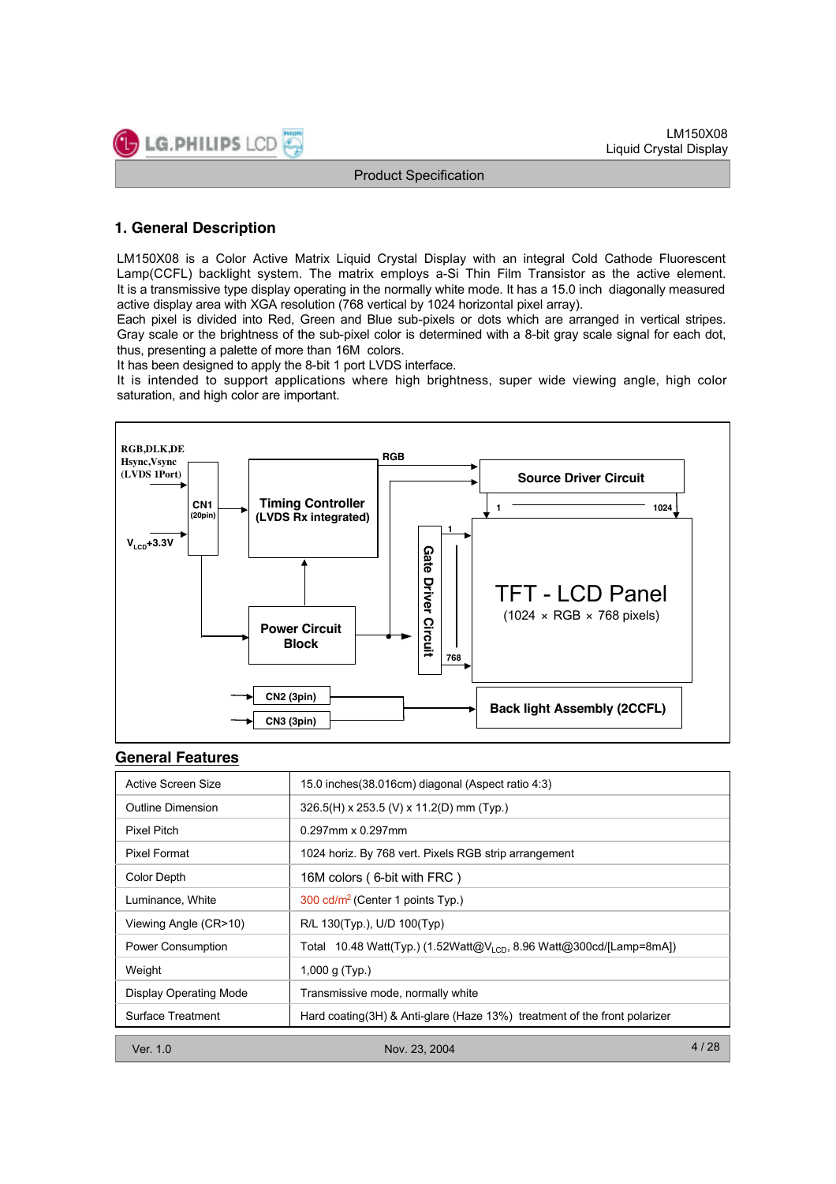# 1. General Description

LM150X08 is a Color Active Matrix Liquid Crystal Display with an integral Cold Cathode Fluorescent Lamp(CCFL) backlight system. The matrix employs a-Si Thin Film Transistor as the active element. It is a transmissive type display operating in the normally white mode. It has a 15.0 inch diagonally measured active display area with XGA resolution (768 vertical by 1024 horizontal pixel array).
Each pixel is divided into Red, Green and Blue sub-pixels or dots which are arranged in vertical stripes. Gray scale or the brightness of the sub-pixel color is determined with a 8-bit gray scale signal for each dot, thus, presenting a palette of more than 16M colors.
It has been designed to apply the 8-bit 1 port LVDS interface.
It is intended to support applications where high brightness, super wide viewing angle, high color saturation, and high color are important.

RGB,DLK,DE
Hsync,Vsync
(LVDS 1Port)

$V_{LCD}$+3.3V

CN1 (20pin)

Timing Controller (LVDS Rx integrated)

RGB

Source Driver Circuit

1 1024

Gate Driver Circuit

1 768

TFT - LCD Panel
(1024 × RGB × 768 pixels)

Power Circuit Block

CN2 (3pin)

CN3 (3pin)

Back light Assembly (2CCFL)

## General Features

| | |
|---|---|
| Active Screen Size | 15.0 inches(38.016cm) diagonal (Aspect ratio 4:3) |
| Outline Dimension | 326.5(H) x 253.5 (V) x 11.2(D) mm (Typ.) |
| Pixel Pitch | 0.297mm x 0.297mm |
| Pixel Format | 1024 horiz. By 768 vert. Pixels RGB strip arrangement |
| Color Depth | 16M colors ( 6-bit with FRC ) |
| Luminance, White | 300 cd/m$^2$ (Center 1 points Typ.) |
| Viewing Angle (CR>10) | R/L 130(Typ.), U/D 100(Typ) |
| Power Consumption | Total 10.48 Watt(Typ.) (1.52Watt@$V_{LCD}$, 8.96 Watt@300cd/[Lamp=8mA]) |
| Weight | 1,000 g (Typ.) |
| Display Operating Mode | Transmissive mode, normally white |
| Surface Treatment | Hard coating(3H) & Anti-glare (Haze 13%) treatment of the front polarizer |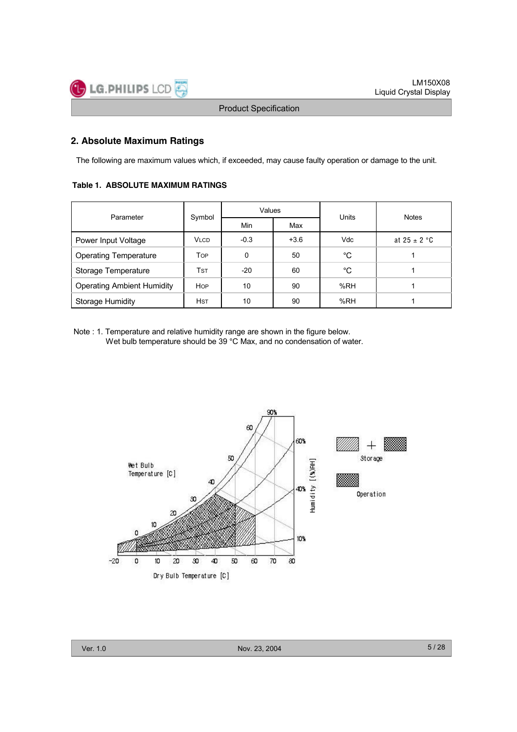## 2. Absolute Maximum Ratings

The following are maximum values which, if exceeded, may cause faulty operation or damage to the unit.

**Table 1. ABSOLUTE MAXIMUM RATINGS**

| Parameter | Symbol | Values | | Units | Notes |
|---|---|---|---|---|---|
| | | Min | Max | | |
| Power Input Voltage | VLCD | -0.3 | +3.6 | Vdc | at 25 ± 2 °C |
| Operating Temperature | TOP | 0 | 50 | °C | 1 |
| Storage Temperature | TST | -20 | 60 | °C | 1 |
| Operating Ambient Humidity | HOP | 10 | 90 | %RH | 1 |
| Storage Humidity | HST | 10 | 90 | %RH | 1 |

Note : 1. Temperature and relative humidity range are shown in the figure below.
Wet bulb temperature should be 39 °C Max, and no condensation of water.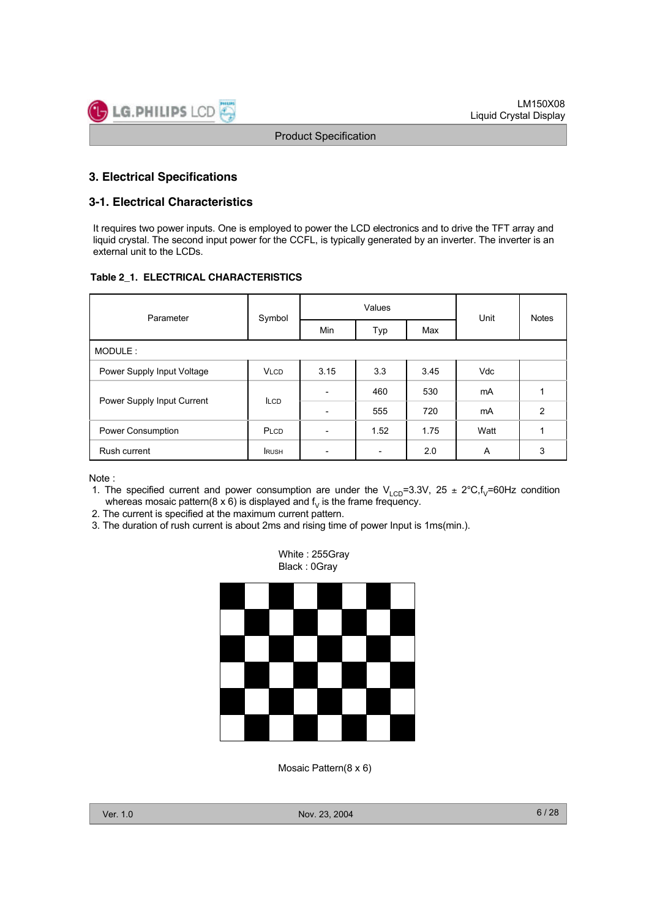## 3. Electrical Specifications

### 3-1. Electrical Characteristics

It requires two power inputs. One is employed to power the LCD electronics and to drive the TFT array and liquid crystal. The second input power for the CCFL, is typically generated by an inverter. The inverter is an external unit to the LCDs.

**Table 2_1. ELECTRICAL CHARACTERISTICS**

| Parameter | Symbol | Values | | | Unit | Notes |
|---|---|---|---|---|---|---|
| | | Min | Typ | Max | | |
| MODULE : | | | | | | |
| Power Supply Input Voltage | $V_{LCD}$ | 3.15 | 3.3 | 3.45 | Vdc | |
| Power Supply Input Current | $I_{LCD}$ | - | 460 | 530 | mA | 1 |
| | | - | 555 | 720 | mA | 2 |
| Power Consumption | $P_{LCD}$ | - | 1.52 | 1.75 | Watt | 1 |
| Rush current | $I_{RUSH}$ | - | - | 2.0 | A | 3 |

Note :

1. The specified current and power consumption are under the $V_{LCD}$=3.3V, 25 ± 2°C,$f_V$=60Hz condition whereas mosaic pattern(8 x 6) is displayed and $f_V$ is the frame frequency.
2. The current is specified at the maximum current pattern.
3. The duration of rush current is about 2ms and rising time of power Input is 1ms(min.).

White : 255Gray
Black : 0Gray

Mosaic Pattern(8 x 6)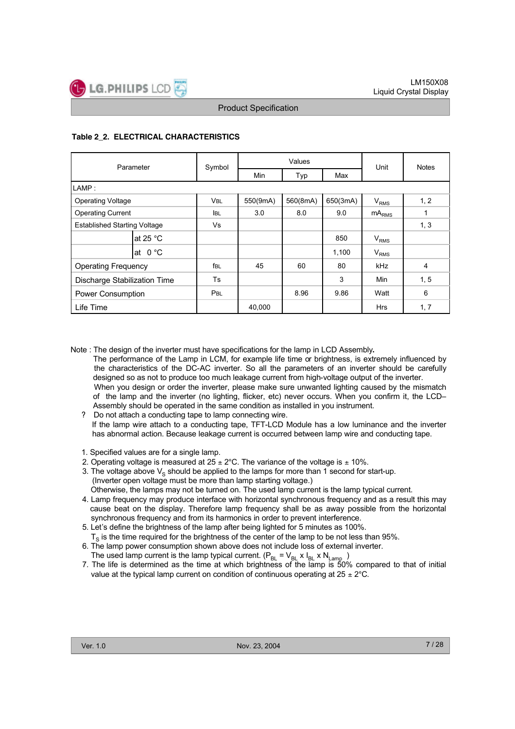**Table 2_2. ELECTRICAL CHARACTERISTICS**

| Parameter | | Symbol | Values | | | Unit | Notes |
|---|---|---|---|---|---|---|---|
| | | | Min | Typ | Max | | |
| LAMP : | | | | | | | |
| Operating Voltage | | $V_{BL}$ | 550(9mA) | 560(8mA) | 650(3mA) | $V_{RMS}$ | 1, 2 |
| Operating Current | | $I_{BL}$ | 3.0 | 8.0 | 9.0 | $mA_{RMS}$ | 1 |
| Established Starting Voltage | | Vs | | | | | 1, 3 |
| | at 25 °C | | | | 850 | $V_{RMS}$ | |
| | at 0 °C | | | | 1,100 | $V_{RMS}$ | |
| Operating Frequency | | $f_{BL}$ | 45 | 60 | 80 | kHz | 4 |
| Discharge Stabilization Time | | Ts | | | 3 | Min | 1, 5 |
| Power Consumption | | $P_{BL}$ | | 8.96 | 9.86 | Watt | 6 |
| Life Time | | | 40,000 | | | Hrs | 1, 7 |

Note : The design of the inverter must have specifications for the lamp in LCD Assembly.
The performance of the Lamp in LCM, for example life time or brightness, is extremely influenced by the characteristics of the DC-AC inverter. So all the parameters of an inverter should be carefully designed so as not to produce too much leakage current from high-voltage output of the inverter.
When you design or order the inverter, please make sure unwanted lighting caused by the mismatch of the lamp and the inverter (no lighting, flicker, etc) never occurs. When you confirm it, the LCD–Assembly should be operated in the same condition as installed in you instrument.

? Do not attach a conducting tape to lamp connecting wire.
If the lamp wire attach to a conducting tape, TFT-LCD Module has a low luminance and the inverter has abnormal action. Because leakage current is occurred between lamp wire and conducting tape.

1. Specified values are for a single lamp.
2. Operating voltage is measured at 25 ± 2°C. The variance of the voltage is ± 10%.
3. The voltage above $V_S$ should be applied to the lamps for more than 1 second for start-up. (Inverter open voltage must be more than lamp starting voltage.) Otherwise, the lamps may not be turned on. The used lamp current is the lamp typical current.
4. Lamp frequency may produce interface with horizontal synchronous frequency and as a result this may cause beat on the display. Therefore lamp frequency shall be as away possible from the horizontal synchronous frequency and from its harmonics in order to prevent interference.
5. Let's define the brightness of the lamp after being lighted for 5 minutes as 100%. $T_S$ is the time required for the brightness of the center of the lamp to be not less than 95%.
6. The lamp power consumption shown above does not include loss of external inverter. The used lamp current is the lamp typical current. ($P_{BL} = V_{BL} \times I_{BL} \times N_{Lamp}$ )
7. The life is determined as the time at which brightness of the lamp is 50% compared to that of initial value at the typical lamp current on condition of continuous operating at 25 ± 2°C.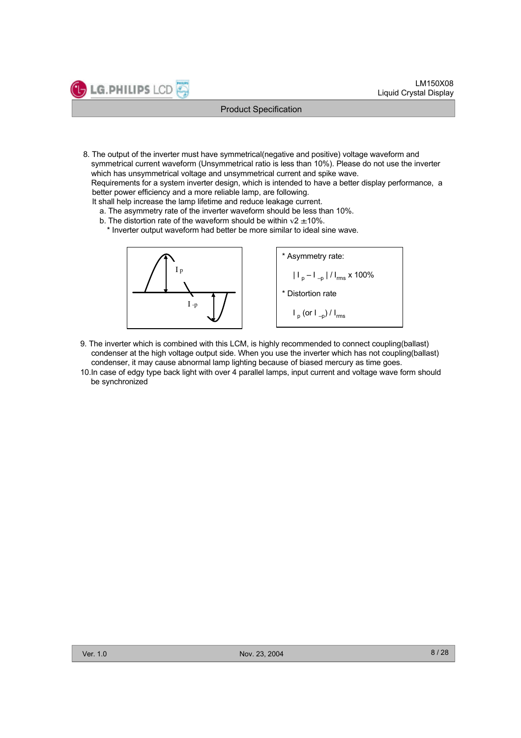8. The output of the inverter must have symmetrical(negative and positive) voltage waveform and symmetrical current waveform (Unsymmetrical ratio is less than 10%). Please do not use the inverter which has unsymmetrical voltage and unsymmetrical current and spike wave.
   Requirements for a system inverter design, which is intended to have a better display performance, a better power efficiency and a more reliable lamp, are following.
   It shall help increase the lamp lifetime and reduce leakage current.
   a. The asymmetry rate of the inverter waveform should be less than 10%.
   b. The distortion rate of the waveform should be within $\sqrt{2}$ ±10%.
      * Inverter output waveform had better be more similar to ideal sine wave.

   * Asymmetry rate:

     $| I_p – I_{-p} | / I_{rms} \times 100\%$

   * Distortion rate

     $I_p$ (or $I_{-p}$) / $I_{rms}$

9. The inverter which is combined with this LCM, is highly recommended to connect coupling(ballast) condenser at the high voltage output side. When you use the inverter which has not coupling(ballast) condenser, it may cause abnormal lamp lighting because of biased mercury as time goes.
10. In case of edgy type back light with over 4 parallel lamps, input current and voltage wave form should be synchronized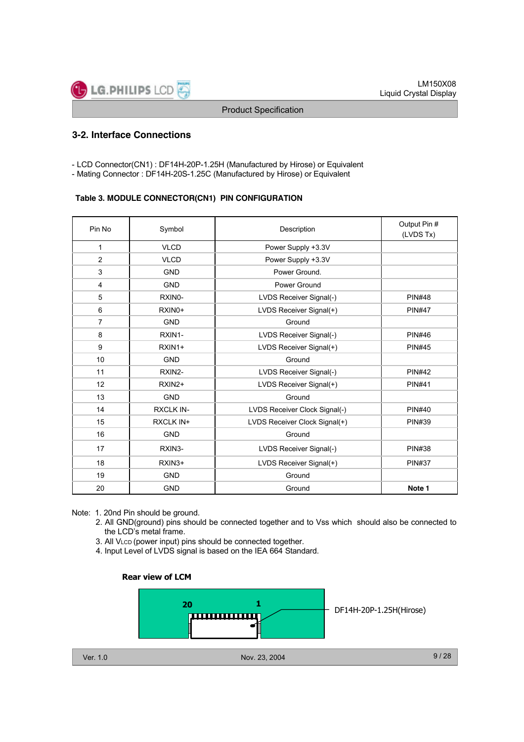## 3-2. Interface Connections

- LCD Connector(CN1) : DF14H-20P-1.25H (Manufactured by Hirose) or Equivalent
- Mating Connector : DF14H-20S-1.25C (Manufactured by Hirose) or Equivalent

**Table 3. MODULE CONNECTOR(CN1) PIN CONFIGURATION**

| Pin No | Symbol | Description | Output Pin # (LVDS Tx) |
|---|---|---|---|
| 1 | VLCD | Power Supply +3.3V | |
| 2 | VLCD | Power Supply +3.3V | |
| 3 | GND | Power Ground. | |
| 4 | GND | Power Ground | |
| 5 | RXIN0- | LVDS Receiver Signal(-) | PIN#48 |
| 6 | RXIN0+ | LVDS Receiver Signal(+) | PIN#47 |
| 7 | GND | Ground | |
| 8 | RXIN1- | LVDS Receiver Signal(-) | PIN#46 |
| 9 | RXIN1+ | LVDS Receiver Signal(+) | PIN#45 |
| 10 | GND | Ground | |
| 11 | RXIN2- | LVDS Receiver Signal(-) | PIN#42 |
| 12 | RXIN2+ | LVDS Receiver Signal(+) | PIN#41 |
| 13 | GND | Ground | |
| 14 | RXCLK IN- | LVDS Receiver Clock Signal(-) | PIN#40 |
| 15 | RXCLK IN+ | LVDS Receiver Clock Signal(+) | PIN#39 |
| 16 | GND | Ground | |
| 17 | RXIN3- | LVDS Receiver Signal(-) | PIN#38 |
| 18 | RXIN3+ | LVDS Receiver Signal(+) | PIN#37 |
| 19 | GND | Ground | |
| 20 | GND | Ground | **Note 1** |

Note: 1. 20nd Pin should be ground.
2. All GND(ground) pins should be connected together and to Vss which should also be connected to the LCD's metal frame.
3. All $V_{LCD}$ (power input) pins should be connected together.
4. Input Level of LVDS signal is based on the IEA 664 Standard.

**Rear view of LCM**

20 1

DF14H-20P-1.25H(Hirose)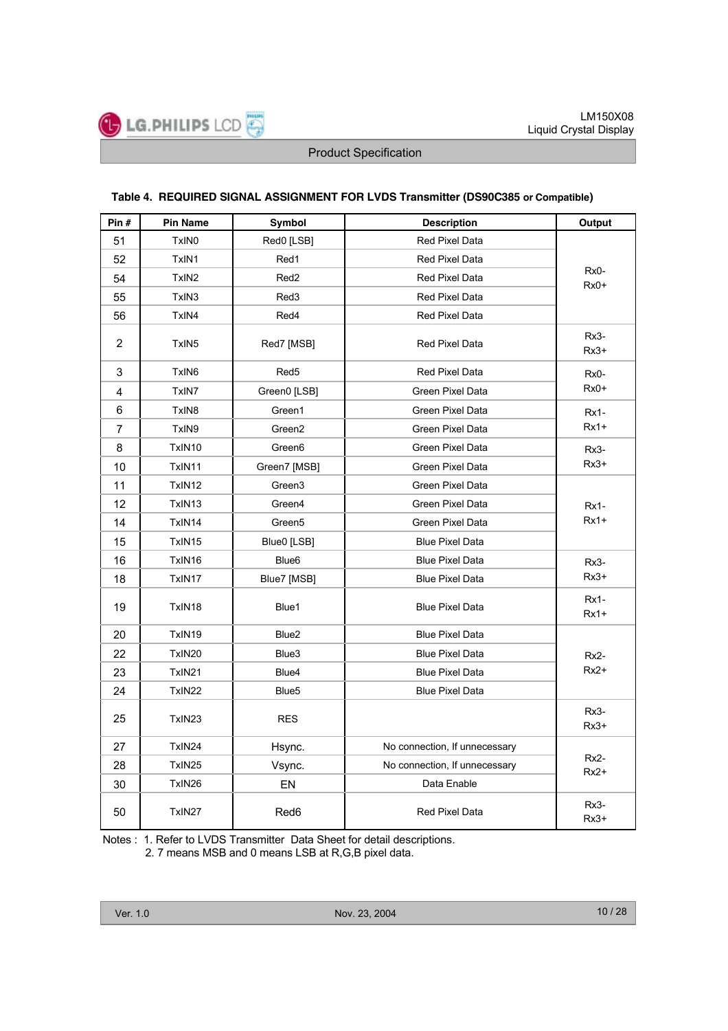### Table 4. REQUIRED SIGNAL ASSIGNMENT FOR LVDS Transmitter (DS90C385 or Compatible)

| Pin # | Pin Name | Symbol | Description | Output |
|---|---|---|---|---|
| 51 | TxIN0 | Red0 [LSB] | Red Pixel Data | Rx0- Rx0+ |
| 52 | TxIN1 | Red1 | Red Pixel Data | |
| 54 | TxIN2 | Red2 | Red Pixel Data | |
| 55 | TxIN3 | Red3 | Red Pixel Data | |
| 56 | TxIN4 | Red4 | Red Pixel Data | |
| 2 | TxIN5 | Red7 [MSB] | Red Pixel Data | Rx3- Rx3+ |
| 3 | TxIN6 | Red5 | Red Pixel Data | Rx0- Rx0+ |
| 4 | TxIN7 | Green0 [LSB] | Green Pixel Data | |
| 6 | TxIN8 | Green1 | Green Pixel Data | Rx1- Rx1+ |
| 7 | TxIN9 | Green2 | Green Pixel Data | |
| 8 | TxIN10 | Green6 | Green Pixel Data | Rx3- Rx3+ |
| 10 | TxIN11 | Green7 [MSB] | Green Pixel Data | |
| 11 | TxIN12 | Green3 | Green Pixel Data | Rx1- Rx1+ |
| 12 | TxIN13 | Green4 | Green Pixel Data | |
| 14 | TxIN14 | Green5 | Green Pixel Data | |
| 15 | TxIN15 | Blue0 [LSB] | Blue Pixel Data | |
| 16 | TxIN16 | Blue6 | Blue Pixel Data | Rx3- Rx3+ |
| 18 | TxIN17 | Blue7 [MSB] | Blue Pixel Data | |
| 19 | TxIN18 | Blue1 | Blue Pixel Data | Rx1- Rx1+ |
| 20 | TxIN19 | Blue2 | Blue Pixel Data | Rx2- Rx2+ |
| 22 | TxIN20 | Blue3 | Blue Pixel Data | |
| 23 | TxIN21 | Blue4 | Blue Pixel Data | |
| 24 | TxIN22 | Blue5 | Blue Pixel Data | |
| 25 | TxIN23 | RES | | Rx3- Rx3+ |
| 27 | TxIN24 | Hsync. | No connection, If unnecessary | Rx2- Rx2+ |
| 28 | TxIN25 | Vsync. | No connection, If unnecessary | |
| 30 | TxIN26 | EN | Data Enable | |
| 50 | TxIN27 | Red6 | Red Pixel Data | Rx3- Rx3+ |

Notes : 1. Refer to LVDS Transmitter Data Sheet for detail descriptions.
2. 7 means MSB and 0 means LSB at R,G,B pixel data.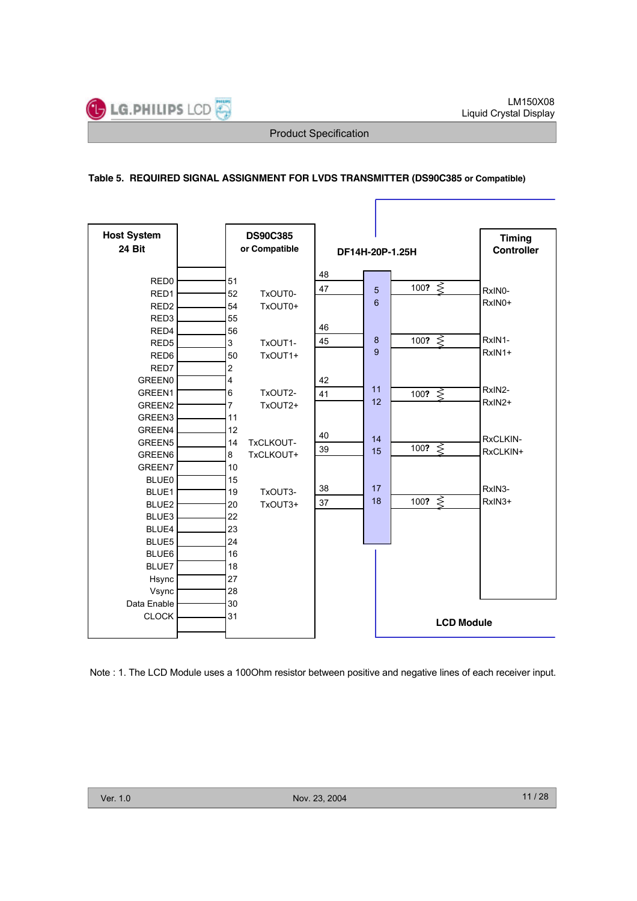**Table 5. REQUIRED SIGNAL ASSIGNMENT FOR LVDS TRANSMITTER (DS90C385 or Compatible)**

| Host System 24 Bit | DS90C385 or Compatible Pin | DS90C385 Output | DS90C385 Output Pin | DF14H-20P-1.25H | Timing Controller |
|---|---|---|---|---|---|
| RED0 | 51 | | | | |
| RED1 | 52 | TxOUT0- | 48 | | |
| RED2 | 54 | TxOUT0+ | 47 | 5 / 6 (100?) | RxIN0- / RxIN0+ |
| RED3 | 55 | | | | |
| RED4 | 56 | | 46 | | |
| RED5 | 3 | TxOUT1- | 45 | 8 / 9 (100?) | RxIN1- / RxIN1+ |
| RED6 | 50 | TxOUT1+ | | | |
| RED7 | 2 | | | | |
| GREEN0 | 4 | | 42 | | |
| GREEN1 | 6 | TxOUT2- | 41 | 11 / 12 (100?) | RxIN2- / RxIN2+ |
| GREEN2 | 7 | TxOUT2+ | | | |
| GREEN3 | 11 | | | | |
| GREEN4 | 12 | | 40 | | |
| GREEN5 | 14 | TxCLKOUT- | 39 | 14 / 15 (100?) | RxCLKIN- / RxCLKIN+ |
| GREEN6 | 8 | TxCLKOUT+ | | | |
| GREEN7 | 10 | | | | |
| BLUE0 | 15 | | 38 | | |
| BLUE1 | 19 | TxOUT3- | 37 | 17 / 18 (100?) | RxIN3- / RxIN3+ |
| BLUE2 | 20 | TxOUT3+ | | | |
| BLUE3 | 22 | | | | |
| BLUE4 | 23 | | | | |
| BLUE5 | 24 | | | | |
| BLUE6 | 16 | | | | |
| BLUE7 | 18 | | | | |
| Hsync | 27 | | | | |
| Vsync | 28 | | | | |
| Data Enable | 30 | | | | |
| CLOCK | 31 | | | | |

LCD Module

Note : 1. The LCD Module uses a 100Ohm resistor between positive and negative lines of each receiver input.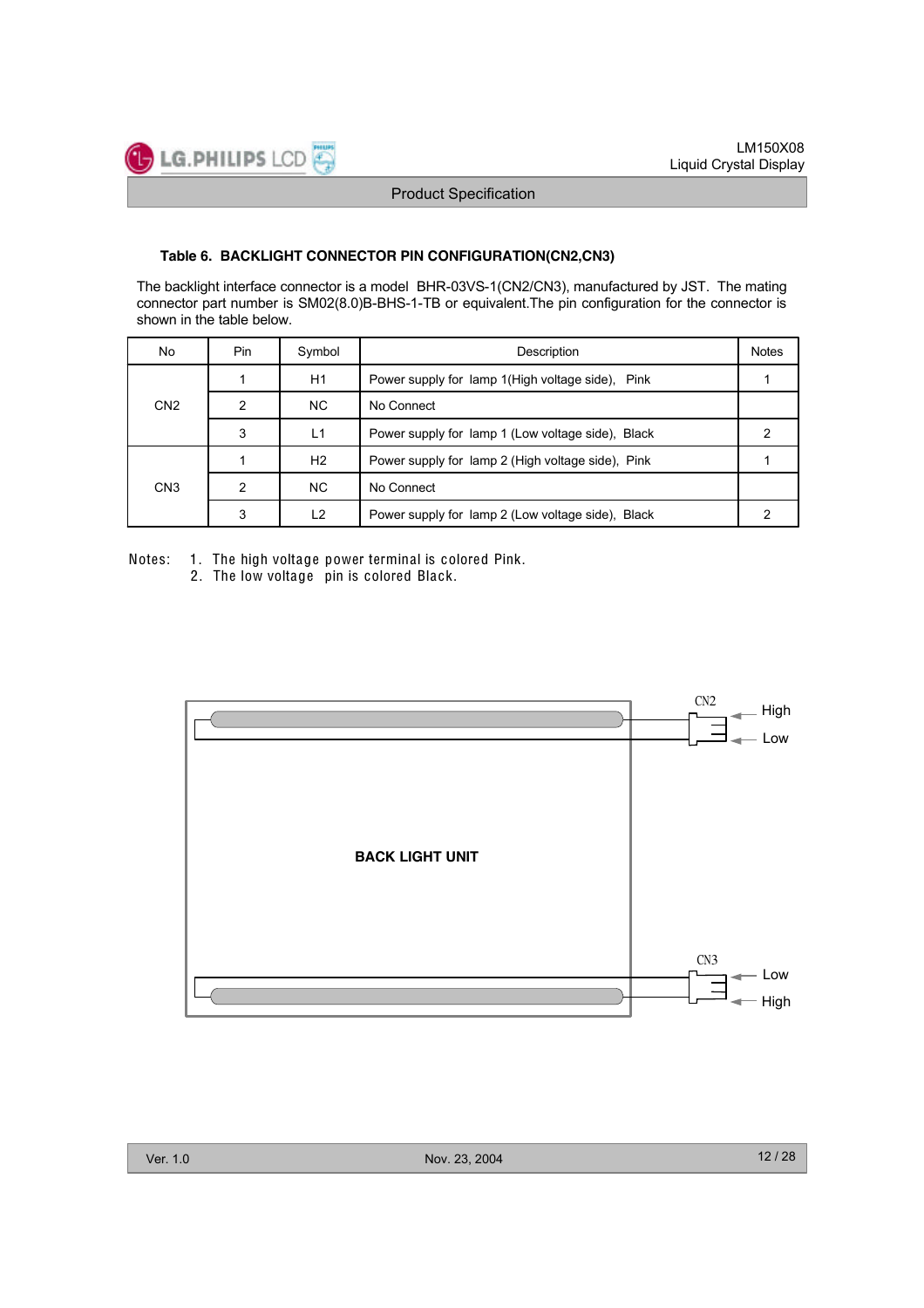### Table 6. BACKLIGHT CONNECTOR PIN CONFIGURATION(CN2,CN3)

The backlight interface connector is a model BHR-03VS-1(CN2/CN3), manufactured by JST. The mating connector part number is SM02(8.0)B-BHS-1-TB or equivalent.The pin configuration for the connector is shown in the table below.

| No | Pin | Symbol | Description | Notes |
|---|---|---|---|---|
| CN2 | 1 | H1 | Power supply for lamp 1(High voltage side), Pink | 1 |
| | 2 | NC | No Connect | |
| | 3 | L1 | Power supply for lamp 1 (Low voltage side), Black | 2 |
| CN3 | 1 | H2 | Power supply for lamp 2 (High voltage side), Pink | 1 |
| | 2 | NC | No Connect | |
| | 3 | L2 | Power supply for lamp 2 (Low voltage side), Black | 2 |

Notes:
1. The high voltage power terminal is colored Pink.
2. The low voltage pin is colored Black.

CN2 High Low

BACK LIGHT UNIT

CN3 Low High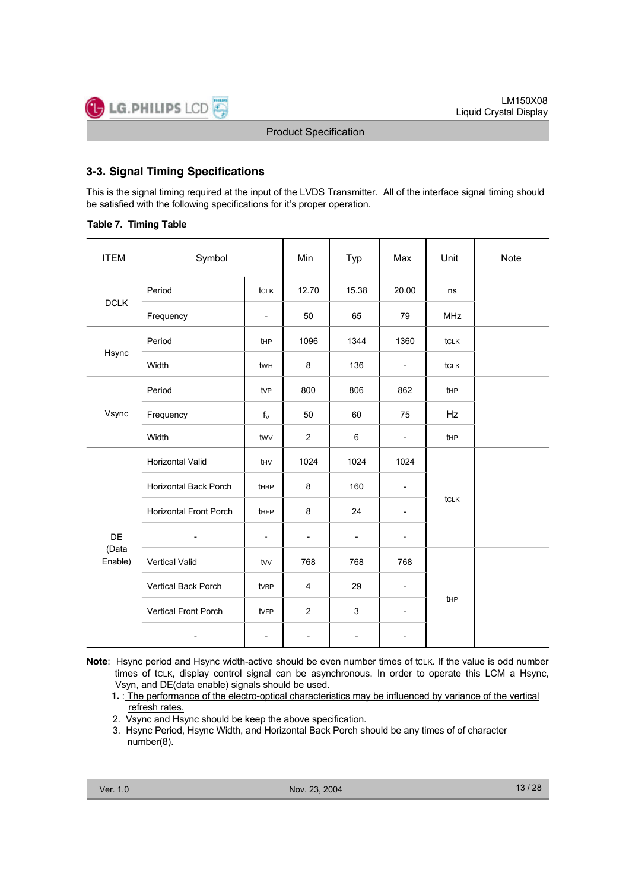### 3-3. Signal Timing Specifications

This is the signal timing required at the input of the LVDS Transmitter. All of the interface signal timing should be satisfied with the following specifications for it's proper operation.

**Table 7. Timing Table**

| ITEM | Symbol | | Min | Typ | Max | Unit | Note |
|---|---|---|---|---|---|---|---|
| DCLK | Period | tCLK | 12.70 | 15.38 | 20.00 | ns | |
| | Frequency | - | 50 | 65 | 79 | MHz | |
| Hsync | Period | tHP | 1096 | 1344 | 1360 | tCLK | |
| | Width | tWH | 8 | 136 | - | tCLK | |
| Vsync | Period | tVP | 800 | 806 | 862 | tHP | |
| | Frequency | $f_V$ | 50 | 60 | 75 | Hz | |
| | Width | tWV | 2 | 6 | - | tHP | |
| DE (Data Enable) | Horizontal Valid | tHV | 1024 | 1024 | 1024 | tCLK | |
| | Horizontal Back Porch | tHBP | 8 | 160 | - | | |
| | Horizontal Front Porch | tHFP | 8 | 24 | - | | |
| | - | - | - | - | - | | |
| | Vertical Valid | tVV | 768 | 768 | 768 | tHP | |
| | Vertical Back Porch | tVBP | 4 | 29 | - | | |
| | Vertical Front Porch | tVFP | 2 | 3 | - | | |
| | - | - | - | - | - | | |

**Note**: Hsync period and Hsync width-active should be even number times of tCLK. If the value is odd number times of tCLK, display control signal can be asynchronous. In order to operate this LCM a Hsync, Vsyn, and DE(data enable) signals should be used.

1. : The performance of the electro-optical characteristics may be influenced by variance of the vertical refresh rates.
2. Vsync and Hsync should be keep the above specification.
3. Hsync Period, Hsync Width, and Horizontal Back Porch should be any times of of character number(8).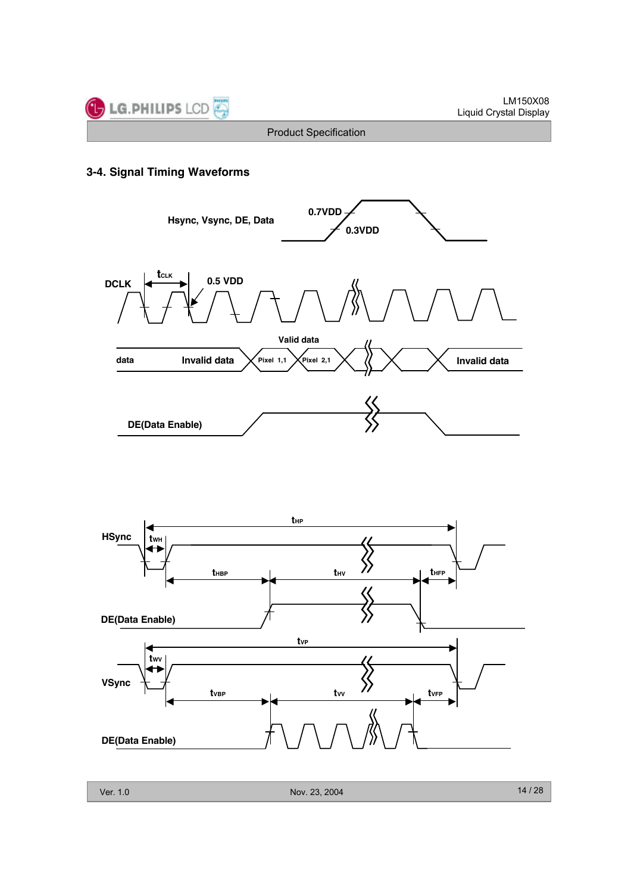## 3-4. Signal Timing Waveforms

Hsync, Vsync, DE, Data

0.7VDD

0.3VDD

DCLK

$t_{CLK}$

0.5 VDD

Valid data

data

Invalid data

Pixel 1,1

Pixel 2,1

Invalid data

DE(Data Enable)

HSync

$t_{HP}$

$t_{WH}$

$t_{HBP}$

$t_{HV}$

$t_{HFP}$

DE(Data Enable)

$t_{VP}$

$t_{WV}$

VSync

$t_{VBP}$

$t_{VV}$

$t_{VFP}$

DE(Data Enable)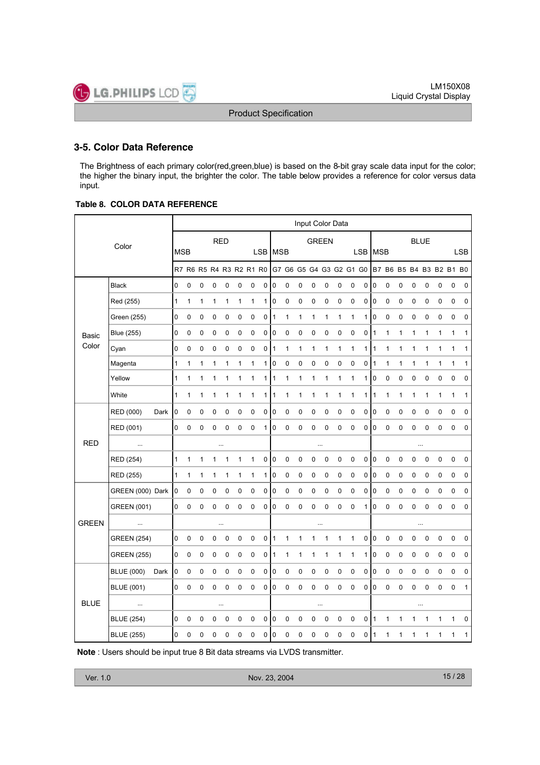## 3-5. Color Data Reference

The Brightness of each primary color(red,green,blue) is based on the 8-bit gray scale data input for the color; the higher the binary input, the brighter the color. The table below provides a reference for color versus data input.

**Table 8. COLOR DATA REFERENCE**

| Color | | Input Color Data | | | | | | | | | | | | | | | | | | | | | | | |
|---|---|---|---|---|---|---|---|---|---|---|---|---|---|---|---|---|---|---|---|---|---|---|---|---|---|
| | | RED MSB | | | | | | | LSB | GREEN MSB | | | | | | | LSB | BLUE MSB | | | | | | | LSB |
| | | R7 | R6 | R5 | R4 | R3 | R2 | R1 | R0 | G7 | G6 | G5 | G4 | G3 | G2 | G1 | G0 | B7 | B6 | B5 | B4 | B3 | B2 | B1 | B0 |
| Basic Color | Black | 0 | 0 | 0 | 0 | 0 | 0 | 0 | 0 | 0 | 0 | 0 | 0 | 0 | 0 | 0 | 0 | 0 | 0 | 0 | 0 | 0 | 0 | 0 | 0 |
| | Red (255) | 1 | 1 | 1 | 1 | 1 | 1 | 1 | 1 | 0 | 0 | 0 | 0 | 0 | 0 | 0 | 0 | 0 | 0 | 0 | 0 | 0 | 0 | 0 | 0 |
| | Green (255) | 0 | 0 | 0 | 0 | 0 | 0 | 0 | 0 | 1 | 1 | 1 | 1 | 1 | 1 | 1 | 1 | 0 | 0 | 0 | 0 | 0 | 0 | 0 | 0 |
| | Blue (255) | 0 | 0 | 0 | 0 | 0 | 0 | 0 | 0 | 0 | 0 | 0 | 0 | 0 | 0 | 0 | 0 | 1 | 1 | 1 | 1 | 1 | 1 | 1 | 1 |
| | Cyan | 0 | 0 | 0 | 0 | 0 | 0 | 0 | 0 | 1 | 1 | 1 | 1 | 1 | 1 | 1 | 1 | 1 | 1 | 1 | 1 | 1 | 1 | 1 | 1 |
| | Magenta | 1 | 1 | 1 | 1 | 1 | 1 | 1 | 1 | 0 | 0 | 0 | 0 | 0 | 0 | 0 | 0 | 1 | 1 | 1 | 1 | 1 | 1 | 1 | 1 |
| | Yellow | 1 | 1 | 1 | 1 | 1 | 1 | 1 | 1 | 1 | 1 | 1 | 1 | 1 | 1 | 1 | 1 | 0 | 0 | 0 | 0 | 0 | 0 | 0 | 0 |
| | White | 1 | 1 | 1 | 1 | 1 | 1 | 1 | 1 | 1 | 1 | 1 | 1 | 1 | 1 | 1 | 1 | 1 | 1 | 1 | 1 | 1 | 1 | 1 | 1 |
| RED | RED (000) Dark | 0 | 0 | 0 | 0 | 0 | 0 | 0 | 0 | 0 | 0 | 0 | 0 | 0 | 0 | 0 | 0 | 0 | 0 | 0 | 0 | 0 | 0 | 0 | 0 |
| | RED (001) | 0 | 0 | 0 | 0 | 0 | 0 | 0 | 1 | 0 | 0 | 0 | 0 | 0 | 0 | 0 | 0 | 0 | 0 | 0 | 0 | 0 | 0 | 0 | 0 |
| | ... | ... | | | | | | | | ... | | | | | | | | ... | | | | | | | |
| | RED (254) | 1 | 1 | 1 | 1 | 1 | 1 | 1 | 0 | 0 | 0 | 0 | 0 | 0 | 0 | 0 | 0 | 0 | 0 | 0 | 0 | 0 | 0 | 0 | 0 |
| | RED (255) | 1 | 1 | 1 | 1 | 1 | 1 | 1 | 1 | 0 | 0 | 0 | 0 | 0 | 0 | 0 | 0 | 0 | 0 | 0 | 0 | 0 | 0 | 0 | 0 |
| GREEN | GREEN (000) Dark | 0 | 0 | 0 | 0 | 0 | 0 | 0 | 0 | 0 | 0 | 0 | 0 | 0 | 0 | 0 | 0 | 0 | 0 | 0 | 0 | 0 | 0 | 0 | 0 |
| | GREEN (001) | 0 | 0 | 0 | 0 | 0 | 0 | 0 | 0 | 0 | 0 | 0 | 0 | 0 | 0 | 0 | 1 | 0 | 0 | 0 | 0 | 0 | 0 | 0 | 0 |
| | ... | ... | | | | | | | | ... | | | | | | | | ... | | | | | | | |
| | GREEN (254) | 0 | 0 | 0 | 0 | 0 | 0 | 0 | 0 | 1 | 1 | 1 | 1 | 1 | 1 | 1 | 0 | 0 | 0 | 0 | 0 | 0 | 0 | 0 | 0 |
| | GREEN (255) | 0 | 0 | 0 | 0 | 0 | 0 | 0 | 0 | 1 | 1 | 1 | 1 | 1 | 1 | 1 | 1 | 0 | 0 | 0 | 0 | 0 | 0 | 0 | 0 |
| BLUE | BLUE (000) Dark | 0 | 0 | 0 | 0 | 0 | 0 | 0 | 0 | 0 | 0 | 0 | 0 | 0 | 0 | 0 | 0 | 0 | 0 | 0 | 0 | 0 | 0 | 0 | 0 |
| | BLUE (001) | 0 | 0 | 0 | 0 | 0 | 0 | 0 | 0 | 0 | 0 | 0 | 0 | 0 | 0 | 0 | 0 | 0 | 0 | 0 | 0 | 0 | 0 | 0 | 1 |
| | ... | ... | | | | | | | | ... | | | | | | | | ... | | | | | | | |
| | BLUE (254) | 0 | 0 | 0 | 0 | 0 | 0 | 0 | 0 | 0 | 0 | 0 | 0 | 0 | 0 | 0 | 0 | 1 | 1 | 1 | 1 | 1 | 1 | 1 | 0 |
| | BLUE (255) | 0 | 0 | 0 | 0 | 0 | 0 | 0 | 0 | 0 | 0 | 0 | 0 | 0 | 0 | 0 | 0 | 1 | 1 | 1 | 1 | 1 | 1 | 1 | 1 |

**Note** : Users should be input true 8 Bit data streams via LVDS transmitter.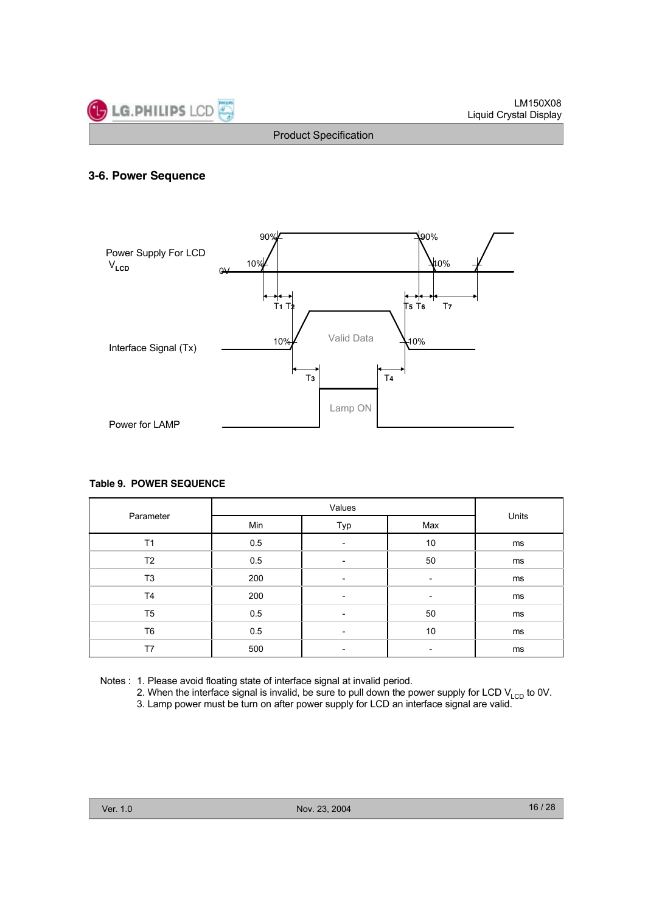## 3-6. Power Sequence

Power Supply For LCD $V_{LCD}$

Interface Signal (Tx)

Power for LAMP

**Table 9. POWER SEQUENCE**

| Parameter | Values | | | Units |
|---|---|---|---|---|
| | Min | Typ | Max | |
| T1 | 0.5 | - | 10 | ms |
| T2 | 0.5 | - | 50 | ms |
| T3 | 200 | - | - | ms |
| T4 | 200 | - | - | ms |
| T5 | 0.5 | - | 50 | ms |
| T6 | 0.5 | - | 10 | ms |
| T7 | 500 | - | - | ms |

Notes :
1. Please avoid floating state of interface signal at invalid period.
2. When the interface signal is invalid, be sure to pull down the power supply for LCD $V_{LCD}$ to 0V.
3. Lamp power must be turn on after power supply for LCD an interface signal are valid.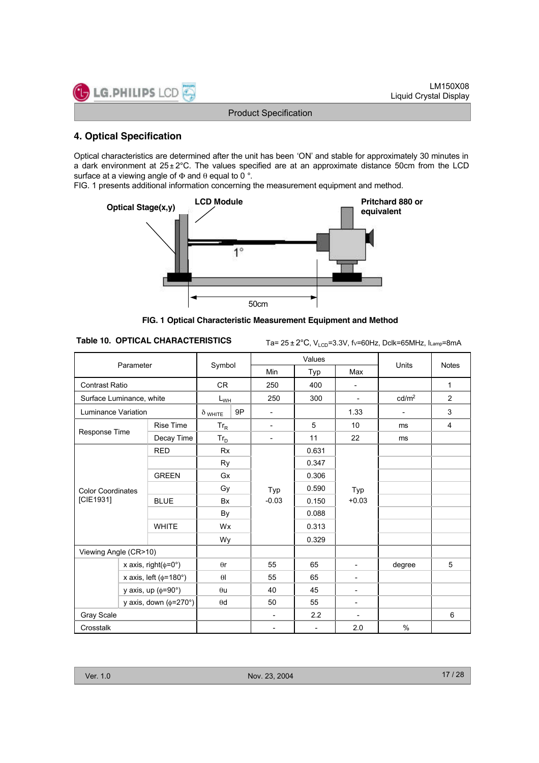## 4. Optical Specification

Optical characteristics are determined after the unit has been 'ON' and stable for approximately 30 minutes in a dark environment at 25±2°C. The values specified are at an approximate distance 50cm from the LCD surface at a viewing angle of Φ and θ equal to 0 °.
FIG. 1 presents additional information concerning the measurement equipment and method.

Optical Stage(x,y) LCD Module Pritchard 880 or equivalent 1° 50cm

FIG. 1 Optical Characteristic Measurement Equipment and Method

**Table 10. OPTICAL CHARACTERISTICS**

Ta= 25±2°C, $V_{LCD}$=3.3V, fv=60Hz, Dclk=65MHz, $I_{Lamp}$=8mA

| Parameter | | Symbol | | Values | | | Units | Notes |
|---|---|---|---|---|---|---|---|---|
| | | | | Min | Typ | Max | | |
| Contrast Ratio | | CR | | 250 | 400 | - | | 1 |
| Surface Luminance, white | | $L_{WH}$ | | 250 | 300 | - | cd/m² | 2 |
| Luminance Variation | | $\delta_{WHITE}$ | 9P | - | | 1.33 | - | 3 |
| Response Time | Rise Time | $Tr_R$ | | - | 5 | 10 | ms | 4 |
| | Decay Time | $Tr_D$ | | - | 11 | 22 | ms | |
| Color Coordinates [CIE1931] | RED | Rx | | Typ -0.03 | 0.631 | Typ +0.03 | | |
| | | Ry | | | 0.347 | | | |
| | GREEN | Gx | | | 0.306 | | | |
| | | Gy | | | 0.590 | | | |
| | BLUE | Bx | | | 0.150 | | | |
| | | By | | | 0.088 | | | |
| | WHITE | Wx | | | 0.313 | | | |
| | | Wy | | | 0.329 | | | |
| Viewing Angle (CR>10) | | | | | | | | |
| | x axis, right(φ=0°) | θr | | 55 | 65 | - | degree | 5 |
| | x axis, left (φ=180°) | θl | | 55 | 65 | - | | |
| | y axis, up (φ=90°) | θu | | 40 | 45 | - | | |
| | y axis, down (φ=270°) | θd | | 50 | 55 | - | | |
| Gray Scale | | | | - | 2.2 | - | | 6 |
| Crosstalk | | | | - | - | 2.0 | % | |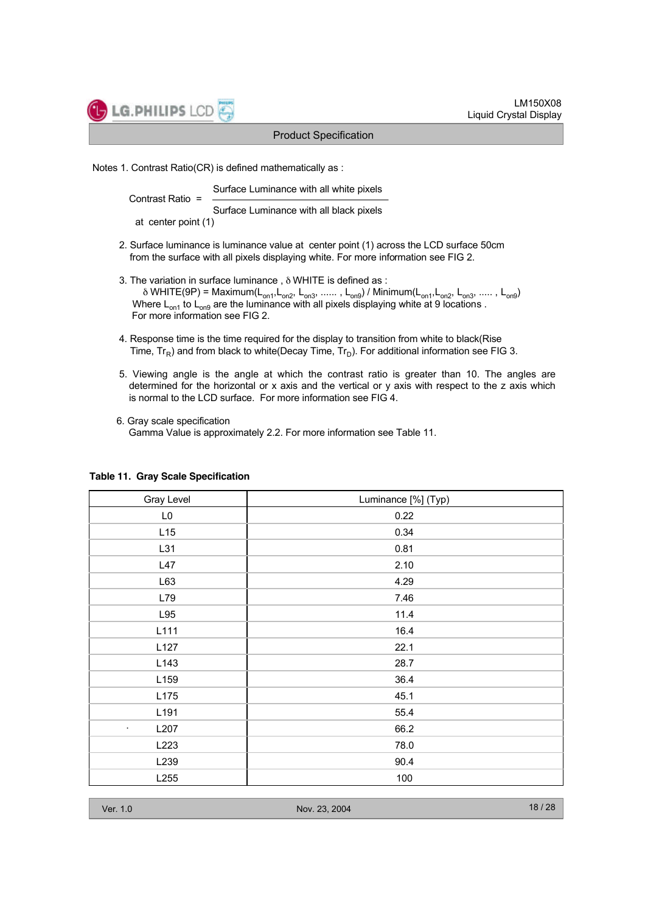Notes 1. Contrast Ratio(CR) is defined mathematically as :

$$\text{Contrast Ratio} = \frac{\text{Surface Luminance with all white pixels}}{\text{Surface Luminance with all black pixels}}$$

at center point (1)

2. Surface luminance is luminance value at center point (1) across the LCD surface 50cm from the surface with all pixels displaying white. For more information see FIG 2.

3. The variation in surface luminance , δ WHITE is defined as :
   $\delta$ WHITE(9P) = Maximum($L_{on1}$,$L_{on2}$, $L_{on3}$, ...... , $L_{on9}$) / Minimum($L_{on1}$,$L_{on2}$, $L_{on3}$, ..... , $L_{on9}$)
   Where $L_{on1}$ to $L_{on9}$ are the luminance with all pixels displaying white at 9 locations .
   For more information see FIG 2.

4. Response time is the time required for the display to transition from white to black(Rise Time, $Tr_R$) and from black to white(Decay Time, $Tr_D$). For additional information see FIG 3.

5. Viewing angle is the angle at which the contrast ratio is greater than 10. The angles are determined for the horizontal or x axis and the vertical or y axis with respect to the z axis which is normal to the LCD surface. For more information see FIG 4.

6. Gray scale specification
   Gamma Value is approximately 2.2. For more information see Table 11.

**Table 11. Gray Scale Specification**

| Gray Level | Luminance [%] (Typ) |
|---|---|
| L0 | 0.22 |
| L15 | 0.34 |
| L31 | 0.81 |
| L47 | 2.10 |
| L63 | 4.29 |
| L79 | 7.46 |
| L95 | 11.4 |
| L111 | 16.4 |
| L127 | 22.1 |
| L143 | 28.7 |
| L159 | 36.4 |
| L175 | 45.1 |
| L191 | 55.4 |
| L207 | 66.2 |
| L223 | 78.0 |
| L239 | 90.4 |
| L255 | 100 |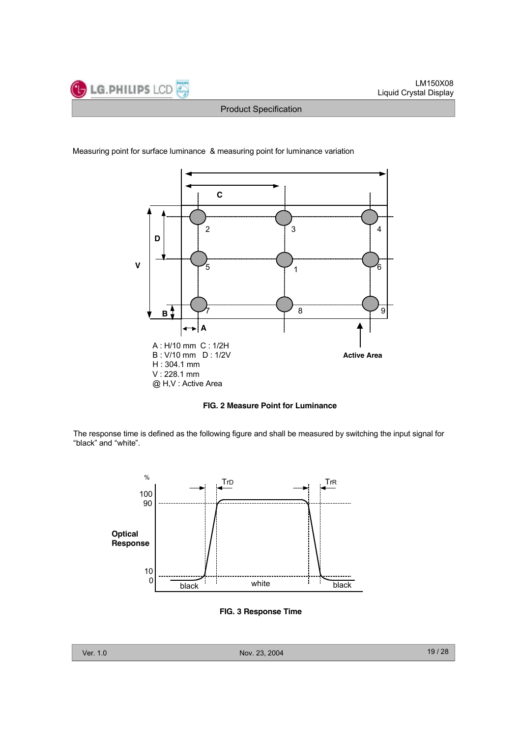Measuring point for surface luminance & measuring point for luminance variation

A : H/10 mm C : 1/2H
B : V/10 mm D : 1/2V
H : 304.1 mm
V : 228.1 mm
@ H,V : Active Area

**FIG. 2 Measure Point for Luminance**

The response time is defined as the following figure and shall be measured by switching the input signal for "black" and "white".

**FIG. 3 Response Time**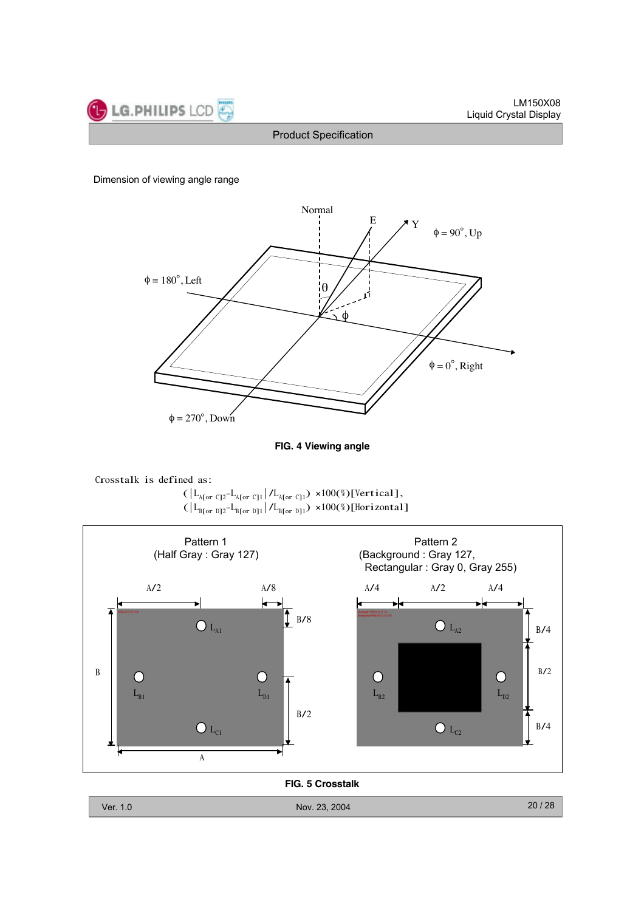Dimension of viewing angle range

Normal

E

Y

$\phi = 90^\circ$, Up

$\phi = 180^\circ$, Left

$\theta$

$\phi$

$\phi = 0^\circ$, Right

$\phi = 270^\circ$, Down

**FIG. 4 Viewing angle**

Crosstalk is defined as:

$$\left( \left| L_{A[or\ C]2} - L_{A[or\ C]1} \right| / L_{A[or\ C]1} \right) \times 100(\%)\ [\text{Vertical}],$$

$$\left( \left| L_{B[or\ D]2} - L_{B[or\ D]1} \right| / L_{B[or\ D]1} \right) \times 100(\%)\ [\text{Horizontal}]$$

Pattern 1
(Half Gray : Gray 127)

A/2, A/8, B/8, B, B/2, A

$L_{A1}$, $L_{B1}$, $L_{D1}$, $L_{C1}$

Pattern 2
(Background : Gray 127,
Rectangular : Gray 0, Gray 255)

A/4, A/2, A/4, B/4, B/2, B/4

$L_{A2}$, $L_{B2}$, $L_{D2}$, $L_{C2}$

**FIG. 5 Crosstalk**

Ver. 1.0 Nov. 23, 2004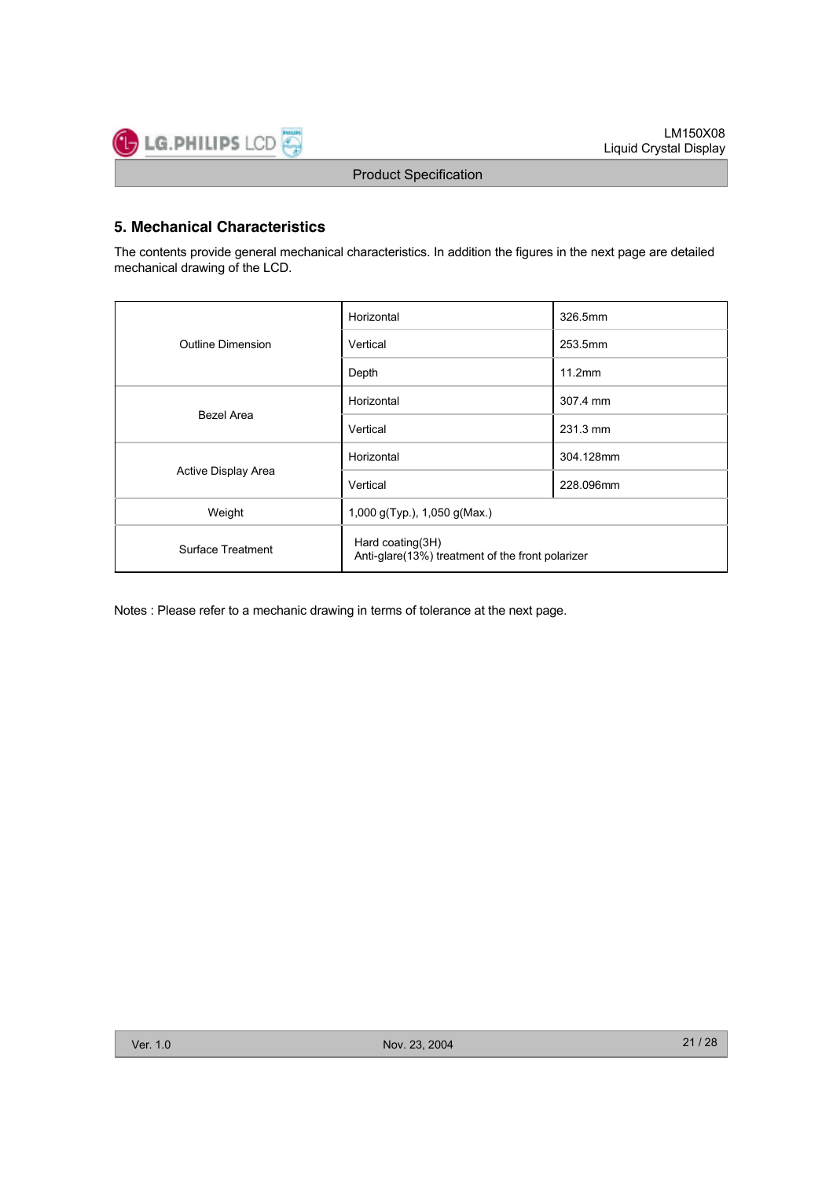## 5. Mechanical Characteristics

The contents provide general mechanical characteristics. In addition the figures in the next page are detailed mechanical drawing of the LCD.

| | | |
|---|---|---|
| Outline Dimension | Horizontal | 326.5mm |
| | Vertical | 253.5mm |
| | Depth | 11.2mm |
| Bezel Area | Horizontal | 307.4 mm |
| | Vertical | 231.3 mm |
| Active Display Area | Horizontal | 304.128mm |
| | Vertical | 228.096mm |
| Weight | 1,000 g(Typ.), 1,050 g(Max.) | |
| Surface Treatment | Hard coating(3H)<br>Anti-glare(13%) treatment of the front polarizer | |

Notes : Please refer to a mechanic drawing in terms of tolerance at the next page.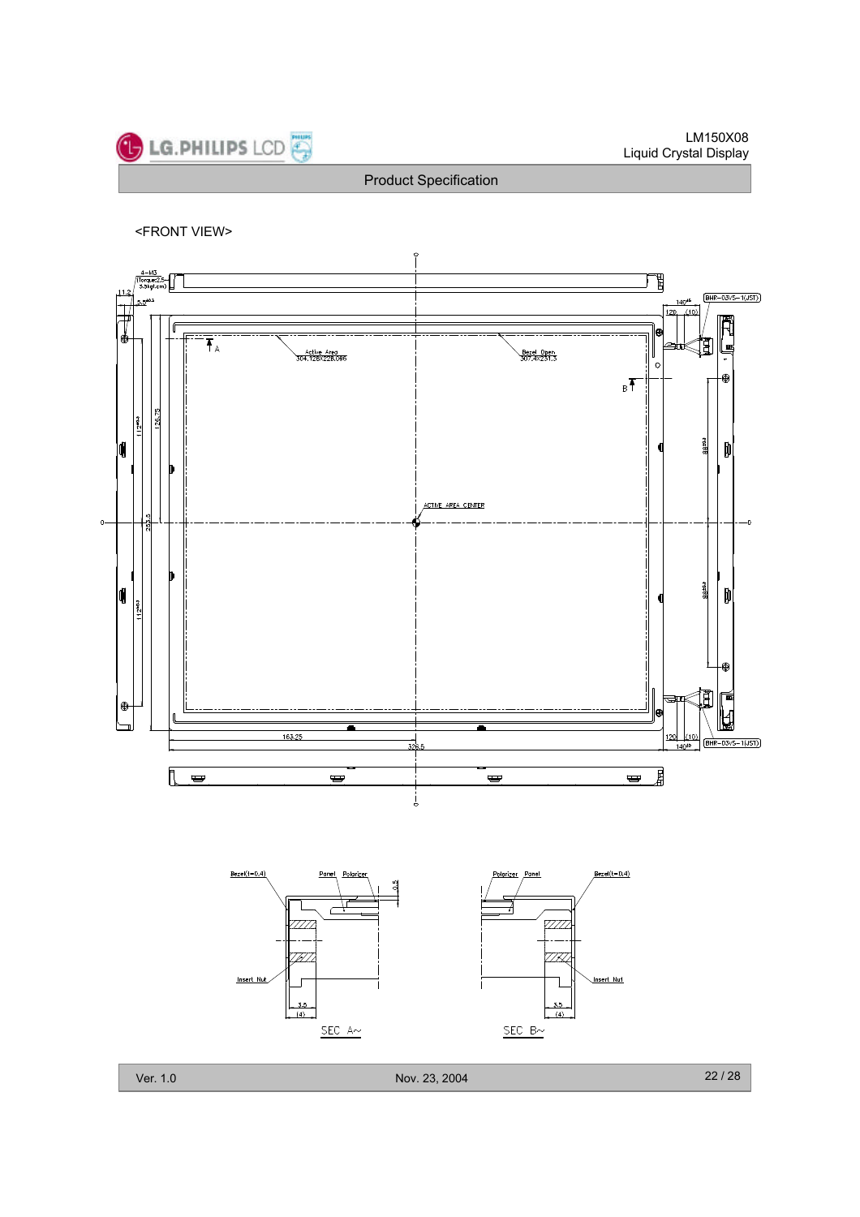<FRONT VIEW>

4-M3 (Torque:2.5~3.5kgf.cm)

11.2

5.5

Active Area 304.128X228.096

Bezel Open 307.4X231.3

ACTIVE AREA CENTER

A

B

126.75

253.5

112

112

88

88

163.25

326.5

120

(10)

140

BHR-03VS-1(JST)

Bezel(t=0.4)

Panel

Polarizer

0.5

Insert Nut

3.5

(4)

SEC A~

Polarizer

Panel

Bezel(t=0.4)

Insert Nut

3.5

(4)

SEC B~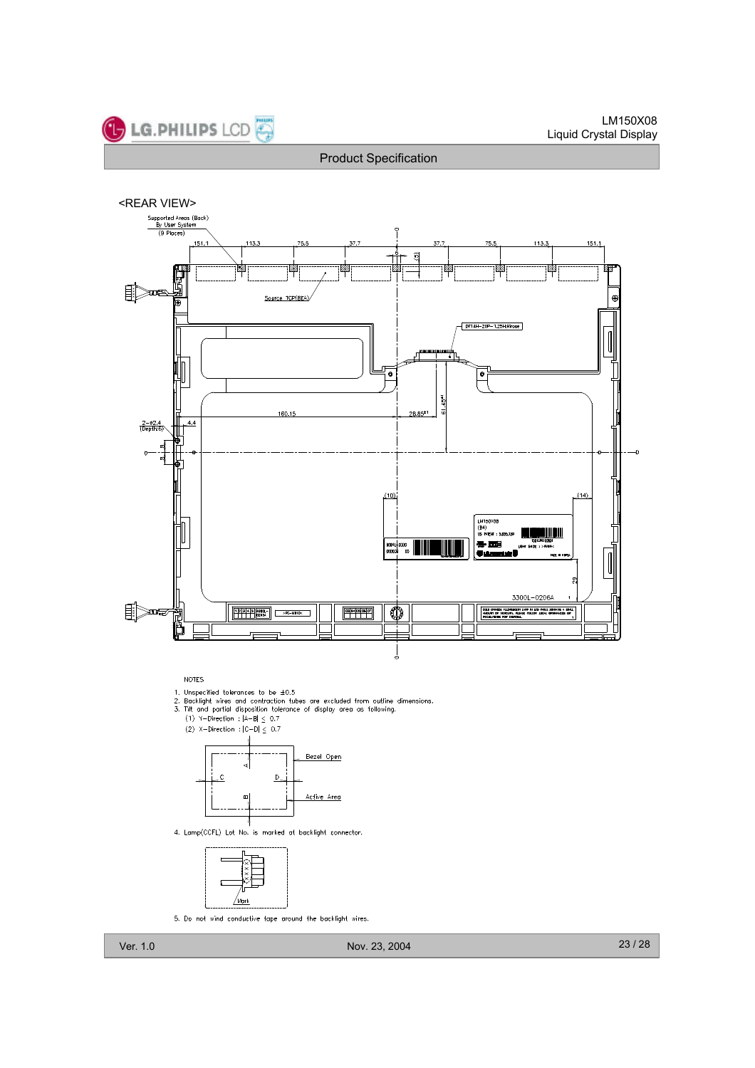<REAR VIEW>

NOTES

1. Unspecified tolerances to be ±0.5
2. Backlight wires and contraction tubes are excluded from outline dimensions.
3. Tilt and partial disposition tolerance of display area as following.
   (1) Y-Direction : $|A-B| \leq 0.7$
   (2) X-Direction : $|C-D| \leq 0.7$
4. Lamp(CCFL) Lot No. is marked at backlight connector.
5. Do not wind conductive tape around the backlight wires.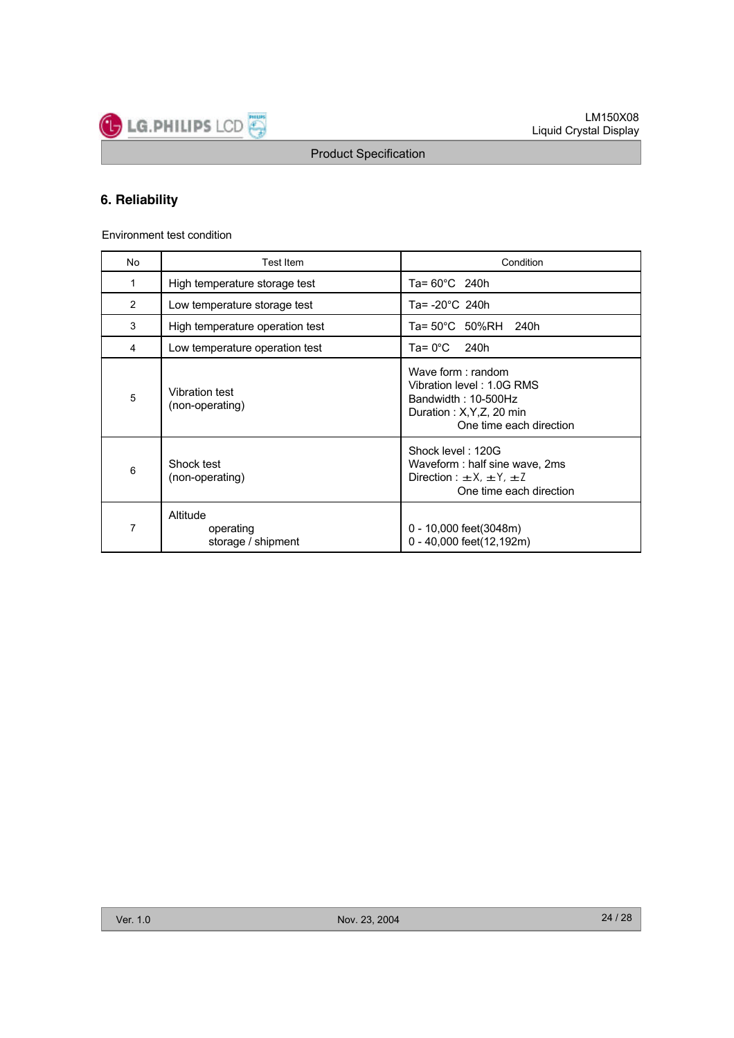## 6. Reliability

Environment test condition

| No | Test Item | Condition |
|---|---|---|
| 1 | High temperature storage test | Ta= 60°C 240h |
| 2 | Low temperature storage test | Ta= -20°C 240h |
| 3 | High temperature operation test | Ta= 50°C 50%RH 240h |
| 4 | Low temperature operation test | Ta= 0°C 240h |
| 5 | Vibration test<br>(non-operating) | Wave form : random<br>Vibration level : 1.0G RMS<br>Bandwidth : 10-500Hz<br>Duration : X,Y,Z, 20 min<br>One time each direction |
| 6 | Shock test<br>(non-operating) | Shock level : 120G<br>Waveform : half sine wave, 2ms<br>Direction : ±X, ±Y, ±Z<br>One time each direction |
| 7 | Altitude<br>operating<br>storage / shipment | <br>0 - 10,000 feet(3048m)<br>0 - 40,000 feet(12,192m) |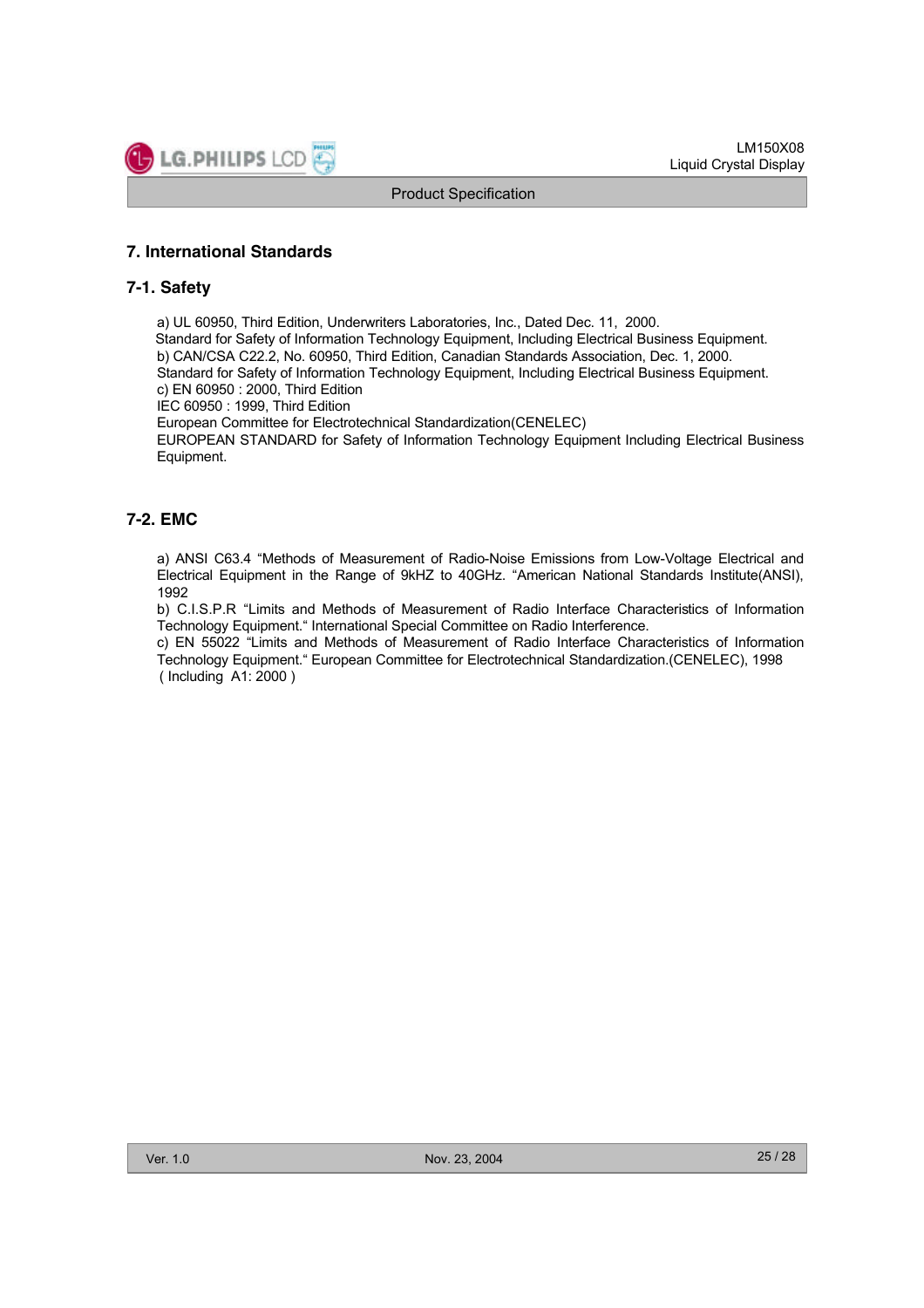# 7. International Standards

## 7-1. Safety

a) UL 60950, Third Edition, Underwriters Laboratories, Inc., Dated Dec. 11, 2000.
Standard for Safety of Information Technology Equipment, Including Electrical Business Equipment.
b) CAN/CSA C22.2, No. 60950, Third Edition, Canadian Standards Association, Dec. 1, 2000.
Standard for Safety of Information Technology Equipment, Including Electrical Business Equipment.
c) EN 60950 : 2000, Third Edition
IEC 60950 : 1999, Third Edition
European Committee for Electrotechnical Standardization(CENELEC)
EUROPEAN STANDARD for Safety of Information Technology Equipment Including Electrical Business Equipment.

## 7-2. EMC

a) ANSI C63.4 "Methods of Measurement of Radio-Noise Emissions from Low-Voltage Electrical and Electrical Equipment in the Range of 9kHZ to 40GHz. "American National Standards Institute(ANSI), 1992
b) C.I.S.P.R "Limits and Methods of Measurement of Radio Interface Characteristics of Information Technology Equipment." International Special Committee on Radio Interference.
c) EN 55022 "Limits and Methods of Measurement of Radio Interface Characteristics of Information Technology Equipment." European Committee for Electrotechnical Standardization.(CENELEC), 1998 ( Including A1: 2000 )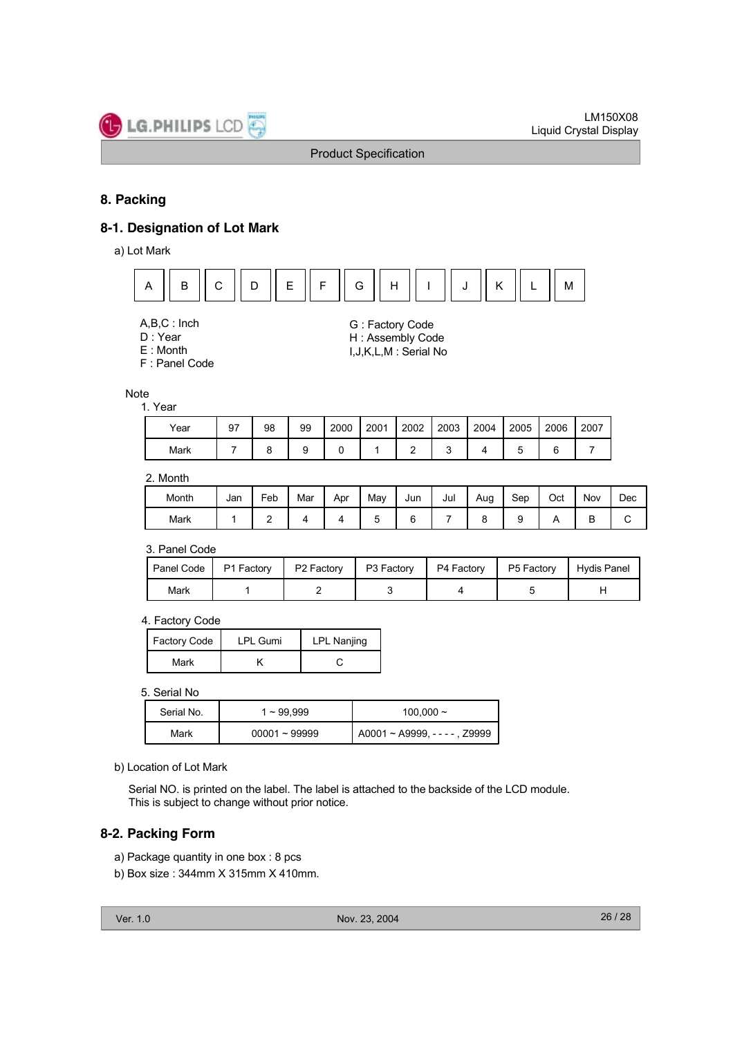## 8. Packing

### 8-1. Designation of Lot Mark

a) Lot Mark

| A | B | C | D | E | F | G | H | I | J | K | L | M |
|---|---|---|---|---|---|---|---|---|---|---|---|---|

A,B,C : Inch
D : Year
E : Month
F : Panel Code
G : Factory Code
H : Assembly Code
I,J,K,L,M : Serial No

Note

1. Year

| Year | 97 | 98 | 99 | 2000 | 2001 | 2002 | 2003 | 2004 | 2005 | 2006 | 2007 |
|---|---|---|---|---|---|---|---|---|---|---|---|
| Mark | 7 | 8 | 9 | 0 | 1 | 2 | 3 | 4 | 5 | 6 | 7 |

2. Month

| Month | Jan | Feb | Mar | Apr | May | Jun | Jul | Aug | Sep | Oct | Nov | Dec |
|---|---|---|---|---|---|---|---|---|---|---|---|---|
| Mark | 1 | 2 | 4 | 4 | 5 | 6 | 7 | 8 | 9 | A | B | C |

3. Panel Code

| Panel Code | P1 Factory | P2 Factory | P3 Factory | P4 Factory | P5 Factory | Hydis Panel |
|---|---|---|---|---|---|---|
| Mark | 1 | 2 | 3 | 4 | 5 | H |

4. Factory Code

| Factory Code | LPL Gumi | LPL Nanjing |
|---|---|---|
| Mark | K | C |

5. Serial No

| Serial No. | 1 ~ 99,999 | 100,000 ~ |
|---|---|---|
| Mark | 00001 ~ 99999 | A0001 ~ A9999, - - - - , Z9999 |

b) Location of Lot Mark

Serial NO. is printed on the label. The label is attached to the backside of the LCD module.
This is subject to change without prior notice.

### 8-2. Packing Form

a) Package quantity in one box : 8 pcs
b) Box size : 344mm X 315mm X 410mm.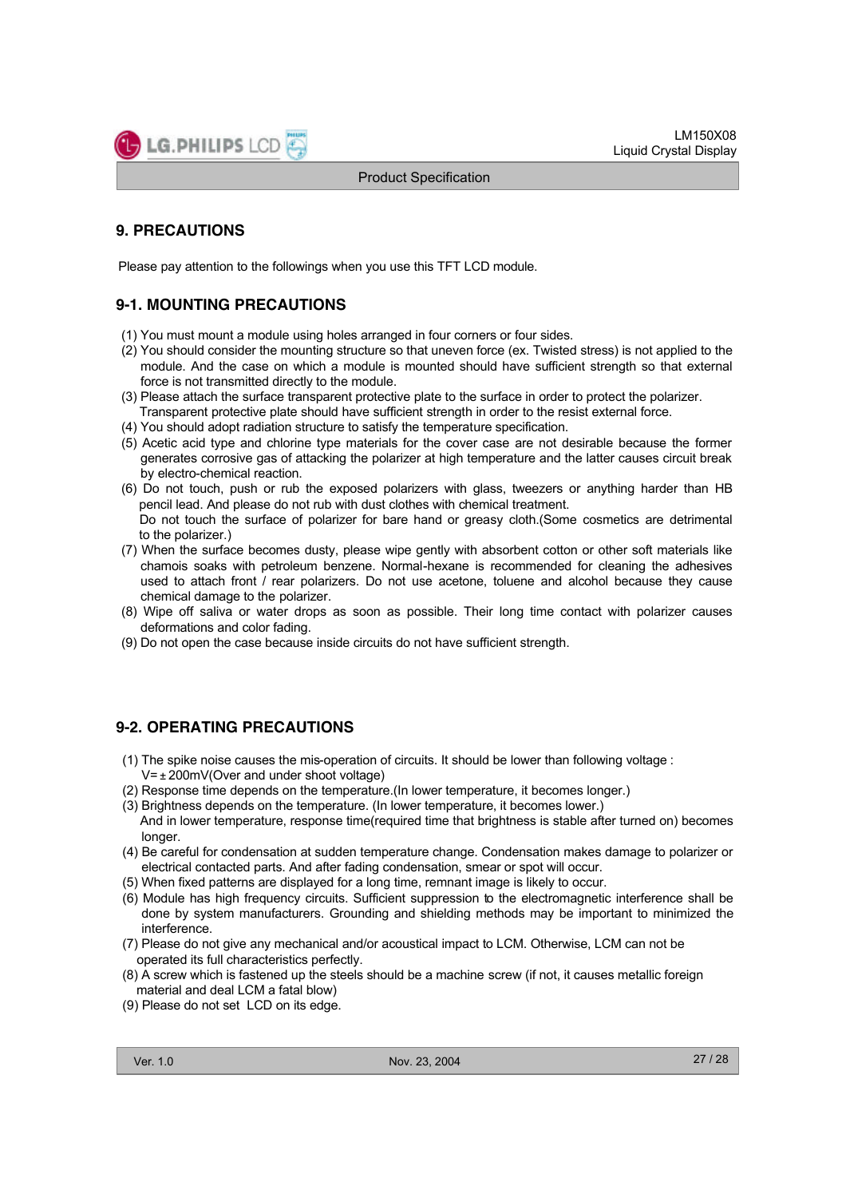# 9. PRECAUTIONS

Please pay attention to the followings when you use this TFT LCD module.

## 9-1. MOUNTING PRECAUTIONS

(1) You must mount a module using holes arranged in four corners or four sides.
(2) You should consider the mounting structure so that uneven force (ex. Twisted stress) is not applied to the module. And the case on which a module is mounted should have sufficient strength so that external force is not transmitted directly to the module.
(3) Please attach the surface transparent protective plate to the surface in order to protect the polarizer. Transparent protective plate should have sufficient strength in order to the resist external force.
(4) You should adopt radiation structure to satisfy the temperature specification.
(5) Acetic acid type and chlorine type materials for the cover case are not desirable because the former generates corrosive gas of attacking the polarizer at high temperature and the latter causes circuit break by electro-chemical reaction.
(6) Do not touch, push or rub the exposed polarizers with glass, tweezers or anything harder than HB pencil lead. And please do not rub with dust clothes with chemical treatment. Do not touch the surface of polarizer for bare hand or greasy cloth.(Some cosmetics are detrimental to the polarizer.)
(7) When the surface becomes dusty, please wipe gently with absorbent cotton or other soft materials like chamois soaks with petroleum benzene. Normal-hexane is recommended for cleaning the adhesives used to attach front / rear polarizers. Do not use acetone, toluene and alcohol because they cause chemical damage to the polarizer.
(8) Wipe off saliva or water drops as soon as possible. Their long time contact with polarizer causes deformations and color fading.
(9) Do not open the case because inside circuits do not have sufficient strength.

## 9-2. OPERATING PRECAUTIONS

(1) The spike noise causes the mis-operation of circuits. It should be lower than following voltage : $V=\pm 200mV$(Over and under shoot voltage)
(2) Response time depends on the temperature.(In lower temperature, it becomes longer.)
(3) Brightness depends on the temperature. (In lower temperature, it becomes lower.) And in lower temperature, response time(required time that brightness is stable after turned on) becomes longer.
(4) Be careful for condensation at sudden temperature change. Condensation makes damage to polarizer or electrical contacted parts. And after fading condensation, smear or spot will occur.
(5) When fixed patterns are displayed for a long time, remnant image is likely to occur.
(6) Module has high frequency circuits. Sufficient suppression to the electromagnetic interference shall be done by system manufacturers. Grounding and shielding methods may be important to minimized the interference.
(7) Please do not give any mechanical and/or acoustical impact to LCM. Otherwise, LCM can not be operated its full characteristics perfectly.
(8) A screw which is fastened up the steels should be a machine screw (if not, it causes metallic foreign material and deal LCM a fatal blow)
(9) Please do not set LCD on its edge.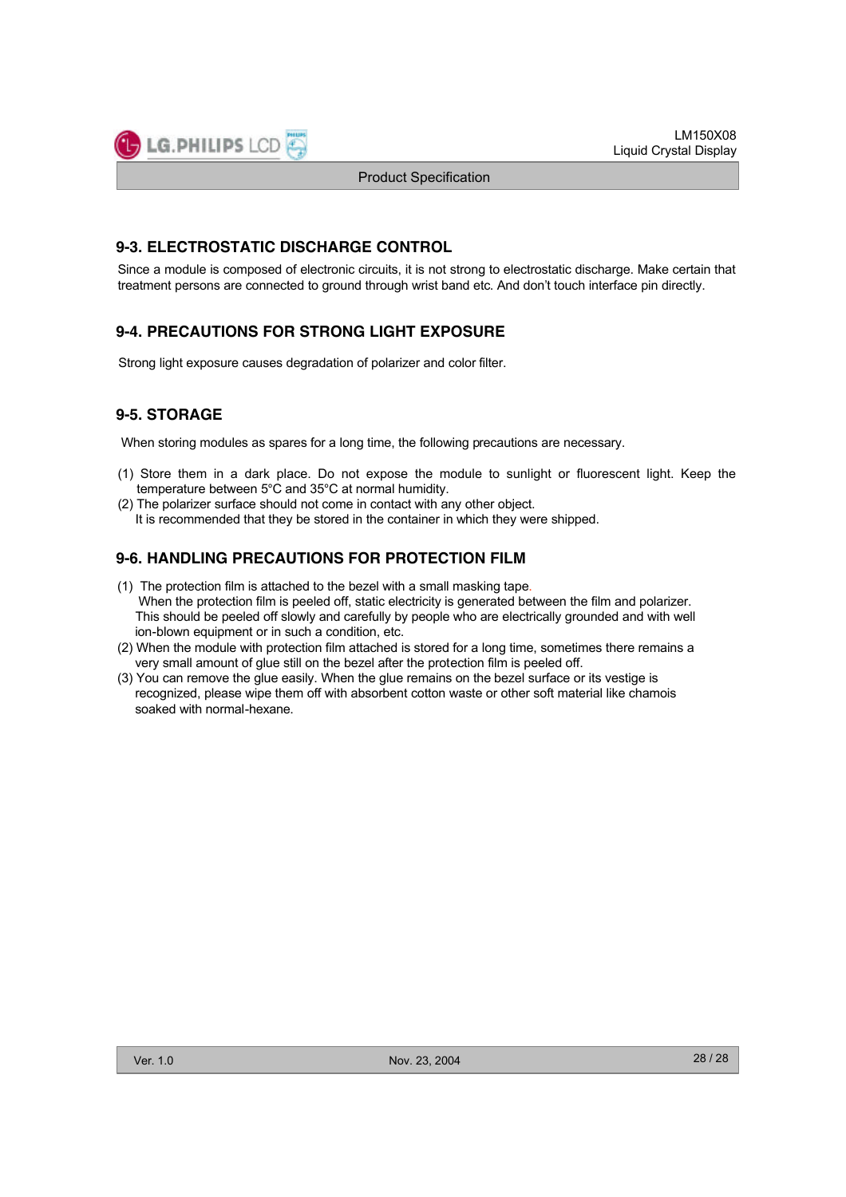## 9-3. ELECTROSTATIC DISCHARGE CONTROL

Since a module is composed of electronic circuits, it is not strong to electrostatic discharge. Make certain that treatment persons are connected to ground through wrist band etc. And don't touch interface pin directly.

## 9-4. PRECAUTIONS FOR STRONG LIGHT EXPOSURE

Strong light exposure causes degradation of polarizer and color filter.

## 9-5. STORAGE

When storing modules as spares for a long time, the following precautions are necessary.

(1) Store them in a dark place. Do not expose the module to sunlight or fluorescent light. Keep the temperature between 5°C and 35°C at normal humidity.
(2) The polarizer surface should not come in contact with any other object.
It is recommended that they be stored in the container in which they were shipped.

## 9-6. HANDLING PRECAUTIONS FOR PROTECTION FILM

(1) The protection film is attached to the bezel with a small masking tape.
When the protection film is peeled off, static electricity is generated between the film and polarizer. This should be peeled off slowly and carefully by people who are electrically grounded and with well ion-blown equipment or in such a condition, etc.
(2) When the module with protection film attached is stored for a long time, sometimes there remains a very small amount of glue still on the bezel after the protection film is peeled off.
(3) You can remove the glue easily. When the glue remains on the bezel surface or its vestige is recognized, please wipe them off with absorbent cotton waste or other soft material like chamois soaked with normal-hexane.